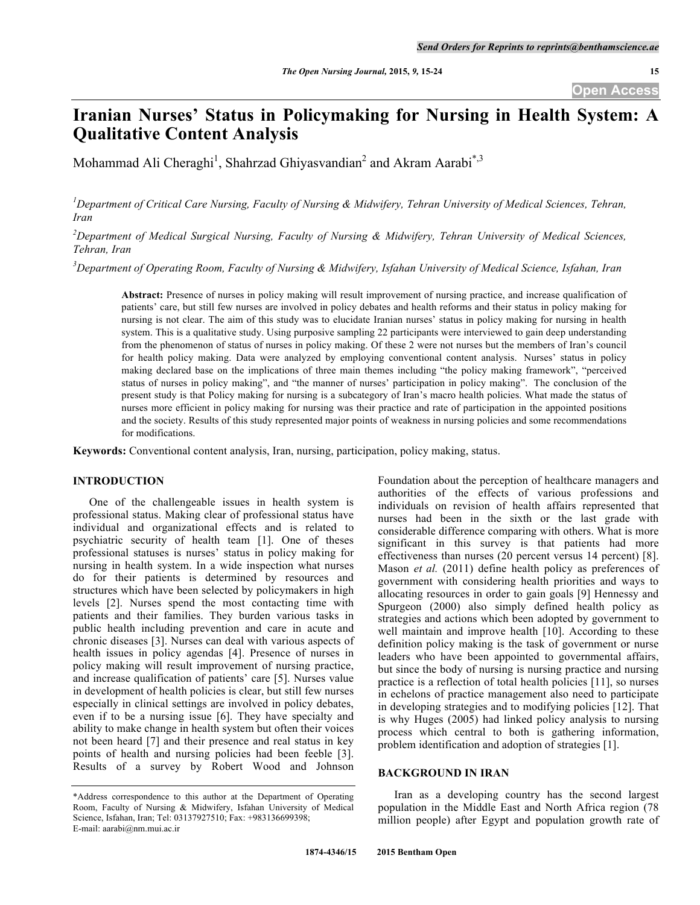# Iranian Nurses' Status in Policymaking for Nursing in Health System: A Qualitative Content Analysis

Mohammad Ali Cheraghi[1], Shahrzad Ghiyasvandian[2] and Akram Aarabi[*,3]

[1]*Department of Critical Care Nursing, Faculty of Nursing & Midwifery, Tehran University of Medical Sciences, Tehran, Iran*

[2]*Department of Medical Surgical Nursing, Faculty of Nursing & Midwifery, Tehran University of Medical Sciences, Tehran, Iran*

[3]*Department of Operating Room, Faculty of Nursing & Midwifery, Isfahan University of Medical Science, Isfahan, Iran*

**Abstract:** Presence of nurses in policy making will result improvement of nursing practice, and increase qualification of patients' care, but still few nurses are involved in policy debates and health reforms and their status in policy making for nursing is not clear. The aim of this study was to elucidate Iranian nurses' status in policy making for nursing in health system. This is a qualitative study. Using purposive sampling 22 participants were interviewed to gain deep understanding from the phenomenon of status of nurses in policy making. Of these 2 were not nurses but the members of Iran's council for health policy making. Data were analyzed by employing conventional content analysis. Nurses' status in policy making declared base on the implications of three main themes including "the policy making framework", "perceived status of nurses in policy making", and "the manner of nurses' participation in policy making". The conclusion of the present study is that Policy making for nursing is a subcategory of Iran's macro health policies. What made the status of nurses more efficient in policy making for nursing was their practice and rate of participation in the appointed positions and the society. Results of this study represented major points of weakness in nursing policies and some recommendations for modifications.

**Keywords:** Conventional content analysis, Iran, nursing, participation, policy making, status.

## INTRODUCTION

One of the challengeable issues in health system is professional status. Making clear of professional status have individual and organizational effects and is related to psychiatric security of health team [1]. One of theses professional statuses is nurses' status in policy making for nursing in health system. In a wide inspection what nurses do for their patients is determined by resources and structures which have been selected by policymakers in high levels [2]. Nurses spend the most contacting time with patients and their families. They burden various tasks in public health including prevention and care in acute and chronic diseases [3]. Nurses can deal with various aspects of health issues in policy agendas [4]. Presence of nurses in policy making will result improvement of nursing practice, and increase qualification of patients' care [5]. Nurses value in development of health policies is clear, but still few nurses especially in clinical settings are involved in policy debates, even if to be a nursing issue [6]. They have specialty and ability to make change in health system but often their voices not been heard [7] and their presence and real status in key points of health and nursing policies had been feeble [3]. Results of a survey by Robert Wood and Johnson Foundation about the perception of healthcare managers and authorities of the effects of various professions and individuals on revision of health affairs represented that nurses had been in the sixth or the last grade with considerable difference comparing with others. What is more significant in this survey is that patients had more effectiveness than nurses (20 percent versus 14 percent) [8]. Mason *et al.* (2011) define health policy as preferences of government with considering health priorities and ways to allocating resources in order to gain goals [9] Hennessy and Spurgeon (2000) also simply defined health policy as strategies and actions which been adopted by government to well maintain and improve health [10]. According to these definition policy making is the task of government or nurse leaders who have been appointed to governmental affairs, but since the body of nursing is nursing practice and nursing practice is a reflection of total health policies [11], so nurses in echelons of practice management also need to participate in developing strategies and to modifying policies [12]. That is why Huges (2005) had linked policy analysis to nursing process which central to both is gathering information, problem identification and adoption of strategies [1].

## BACKGROUND IN IRAN

Iran as a developing country has the second largest population in the Middle East and North Africa region (78 million people) after Egypt and population growth rate of

*Address correspondence to this author at the Department of Operating Room, Faculty of Nursing & Midwifery, Isfahan University of Medical Science, Isfahan, Iran; Tel: 03137927510; Fax: +983136699398; E-mail: aarabi@nm.mui.ac.ir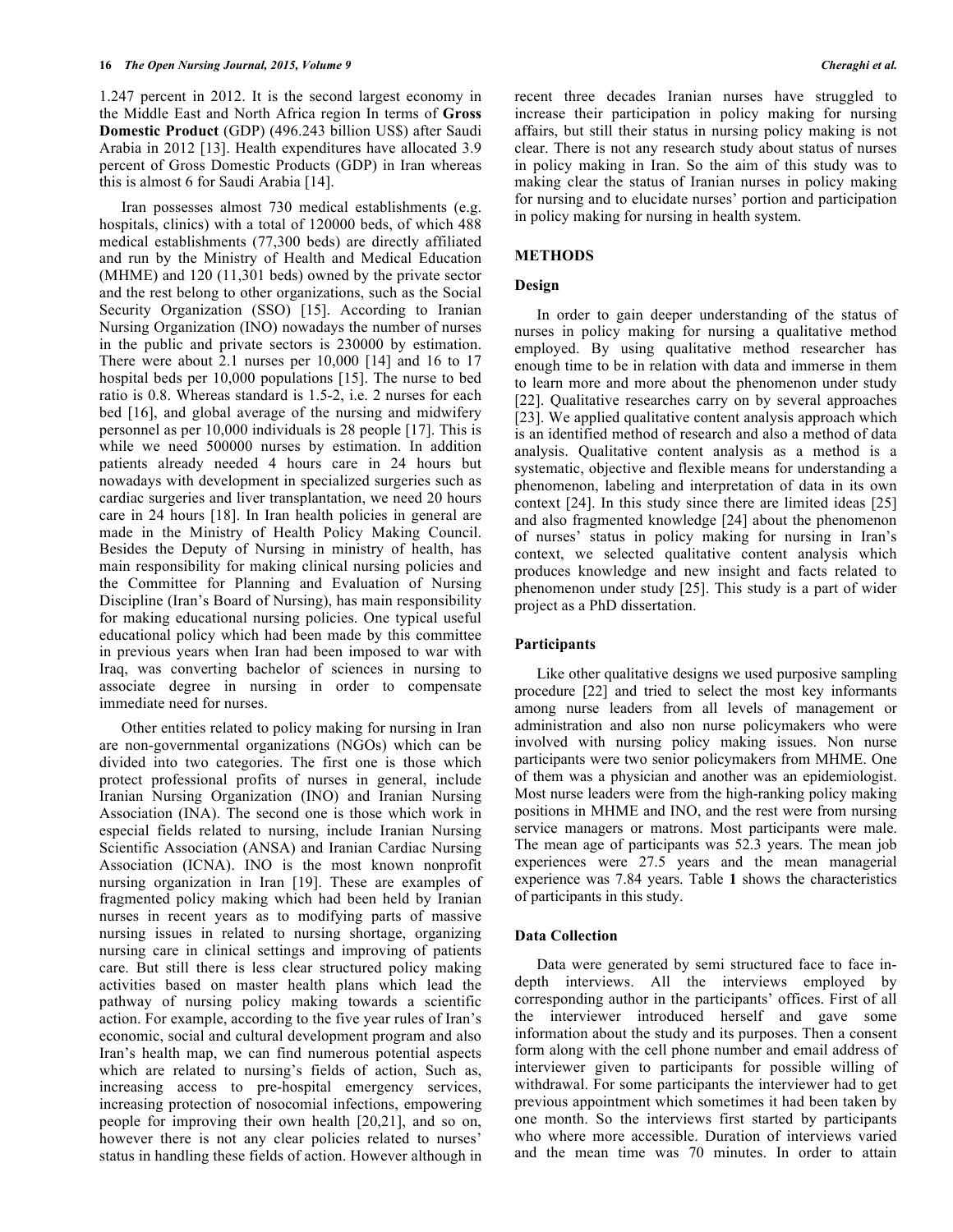1.247 percent in 2012. It is the second largest economy in the Middle East and North Africa region In terms of **Gross Domestic Product** (GDP) (496.243 billion US$) after Saudi Arabia in 2012 [13]. Health expenditures have allocated 3.9 percent of Gross Domestic Products (GDP) in Iran whereas this is almost 6 for Saudi Arabia [14].

Iran possesses almost 730 medical establishments (e.g. hospitals, clinics) with a total of 120000 beds, of which 488 medical establishments (77,300 beds) are directly affiliated and run by the Ministry of Health and Medical Education (MHME) and 120 (11,301 beds) owned by the private sector and the rest belong to other organizations, such as the Social Security Organization (SSO) [15]. According to Iranian Nursing Organization (INO) nowadays the number of nurses in the public and private sectors is 230000 by estimation. There were about 2.1 nurses per 10,000 [14] and 16 to 17 hospital beds per 10,000 populations [15]. The nurse to bed ratio is 0.8. Whereas standard is 1.5-2, i.e. 2 nurses for each bed [16], and global average of the nursing and midwifery personnel as per 10,000 individuals is 28 people [17]. This is while we need 500000 nurses by estimation. In addition patients already needed 4 hours care in 24 hours but nowadays with development in specialized surgeries such as cardiac surgeries and liver transplantation, we need 20 hours care in 24 hours [18]. In Iran health policies in general are made in the Ministry of Health Policy Making Council. Besides the Deputy of Nursing in ministry of health, has main responsibility for making clinical nursing policies and the Committee for Planning and Evaluation of Nursing Discipline (Iran's Board of Nursing), has main responsibility for making educational nursing policies. One typical useful educational policy which had been made by this committee in previous years when Iran had been imposed to war with Iraq, was converting bachelor of sciences in nursing to associate degree in nursing in order to compensate immediate need for nurses.

Other entities related to policy making for nursing in Iran are non-governmental organizations (NGOs) which can be divided into two categories. The first one is those which protect professional profits of nurses in general, include Iranian Nursing Organization (INO) and Iranian Nursing Association (INA). The second one is those which work in especial fields related to nursing, include Iranian Nursing Scientific Association (ANSA) and Iranian Cardiac Nursing Association (ICNA). INO is the most known nonprofit nursing organization in Iran [19]. These are examples of fragmented policy making which had been held by Iranian nurses in recent years as to modifying parts of massive nursing issues in related to nursing shortage, organizing nursing care in clinical settings and improving of patients care. But still there is less clear structured policy making activities based on master health plans which lead the pathway of nursing policy making towards a scientific action. For example, according to the five year rules of Iran's economic, social and cultural development program and also Iran's health map, we can find numerous potential aspects which are related to nursing's fields of action, Such as, increasing access to pre-hospital emergency services, increasing protection of nosocomial infections, empowering people for improving their own health [20,21], and so on, however there is not any clear policies related to nurses' status in handling these fields of action. However although in recent three decades Iranian nurses have struggled to increase their participation in policy making for nursing affairs, but still their status in nursing policy making is not clear. There is not any research study about status of nurses in policy making in Iran. So the aim of this study was to making clear the status of Iranian nurses in policy making for nursing and to elucidate nurses' portion and participation in policy making for nursing in health system.

## METHODS

### Design

In order to gain deeper understanding of the status of nurses in policy making for nursing a qualitative method employed. By using qualitative method researcher has enough time to be in relation with data and immerse in them to learn more and more about the phenomenon under study [22]. Qualitative researches carry on by several approaches [23]. We applied qualitative content analysis approach which is an identified method of research and also a method of data analysis. Qualitative content analysis as a method is a systematic, objective and flexible means for understanding a phenomenon, labeling and interpretation of data in its own context [24]. In this study since there are limited ideas [25] and also fragmented knowledge [24] about the phenomenon of nurses' status in policy making for nursing in Iran's context, we selected qualitative content analysis which produces knowledge and new insight and facts related to phenomenon under study [25]. This study is a part of wider project as a PhD dissertation.

### Participants

Like other qualitative designs we used purposive sampling procedure [22] and tried to select the most key informants among nurse leaders from all levels of management or administration and also non nurse policymakers who were involved with nursing policy making issues. Non nurse participants were two senior policymakers from MHME. One of them was a physician and another was an epidemiologist. Most nurse leaders were from the high-ranking policy making positions in MHME and INO, and the rest were from nursing service managers or matrons. Most participants were male. The mean age of participants was 52.3 years. The mean job experiences were 27.5 years and the mean managerial experience was 7.84 years. Table **1** shows the characteristics of participants in this study.

### Data Collection

Data were generated by semi structured face to face in-depth interviews. All the interviews employed by corresponding author in the participants' offices. First of all the interviewer introduced herself and gave some information about the study and its purposes. Then a consent form along with the cell phone number and email address of interviewer given to participants for possible willing of withdrawal. For some participants the interviewer had to get previous appointment which sometimes it had been taken by one month. So the interviews first started by participants who where more accessible. Duration of interviews varied and the mean time was 70 minutes. In order to attain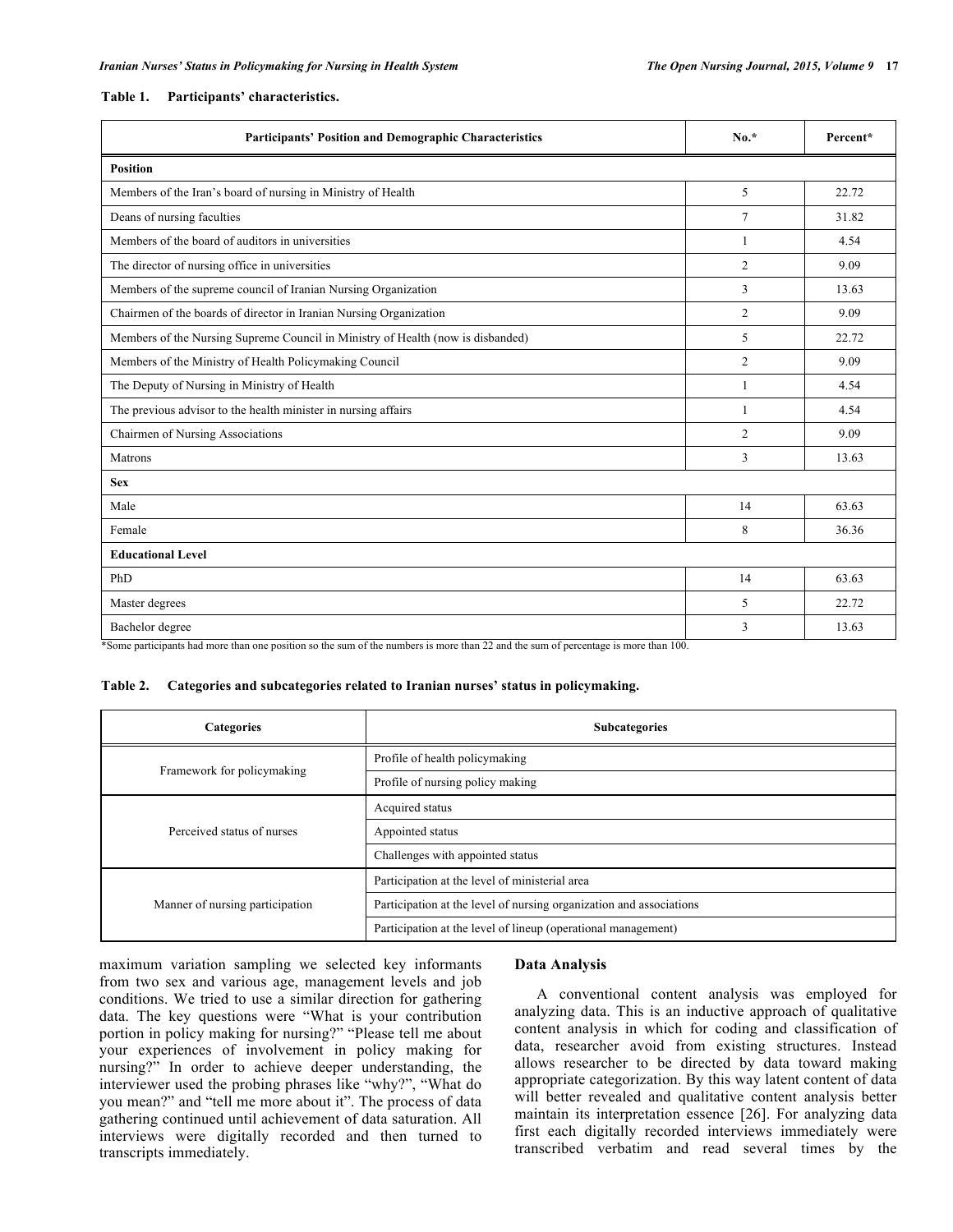**Table 1. Participants' characteristics.**

| Participants' Position and Demographic Characteristics | No.* | Percent* |
|---|---|---|
| **Position** | | |
| Members of the Iran's board of nursing in Ministry of Health | 5 | 22.72 |
| Deans of nursing faculties | 7 | 31.82 |
| Members of the board of auditors in universities | 1 | 4.54 |
| The director of nursing office in universities | 2 | 9.09 |
| Members of the supreme council of Iranian Nursing Organization | 3 | 13.63 |
| Chairmen of the boards of director in Iranian Nursing Organization | 2 | 9.09 |
| Members of the Nursing Supreme Council in Ministry of Health (now is disbanded) | 5 | 22.72 |
| Members of the Ministry of Health Policymaking Council | 2 | 9.09 |
| The Deputy of Nursing in Ministry of Health | 1 | 4.54 |
| The previous advisor to the health minister in nursing affairs | 1 | 4.54 |
| Chairmen of Nursing Associations | 2 | 9.09 |
| Matrons | 3 | 13.63 |
| **Sex** | | |
| Male | 14 | 63.63 |
| Female | 8 | 36.36 |
| **Educational Level** | | |
| PhD | 14 | 63.63 |
| Master degrees | 5 | 22.72 |
| Bachelor degree | 3 | 13.63 |

*Some participants had more than one position so the sum of the numbers is more than 22 and the sum of percentage is more than 100.

**Table 2. Categories and subcategories related to Iranian nurses' status in policymaking.**

| Categories | Subcategories |
|---|---|
| Framework for policymaking | Profile of health policymaking |
| | Profile of nursing policy making |
| Perceived status of nurses | Acquired status |
| | Appointed status |
| | Challenges with appointed status |
| Manner of nursing participation | Participation at the level of ministerial area |
| | Participation at the level of nursing organization and associations |
| | Participation at the level of lineup (operational management) |

maximum variation sampling we selected key informants from two sex and various age, management levels and job conditions. We tried to use a similar direction for gathering data. The key questions were "What is your contribution portion in policy making for nursing?" "Please tell me about your experiences of involvement in policy making for nursing?" In order to achieve deeper understanding, the interviewer used the probing phrases like "why?", "What do you mean?" and "tell me more about it". The process of data gathering continued until achievement of data saturation. All interviews were digitally recorded and then turned to transcripts immediately.

### Data Analysis

A conventional content analysis was employed for analyzing data. This is an inductive approach of qualitative content analysis in which for coding and classification of data, researcher avoid from existing structures. Instead allows researcher to be directed by data toward making appropriate categorization. By this way latent content of data will better revealed and qualitative content analysis better maintain its interpretation essence [26]. For analyzing data first each digitally recorded interviews immediately were transcribed verbatim and read several times by the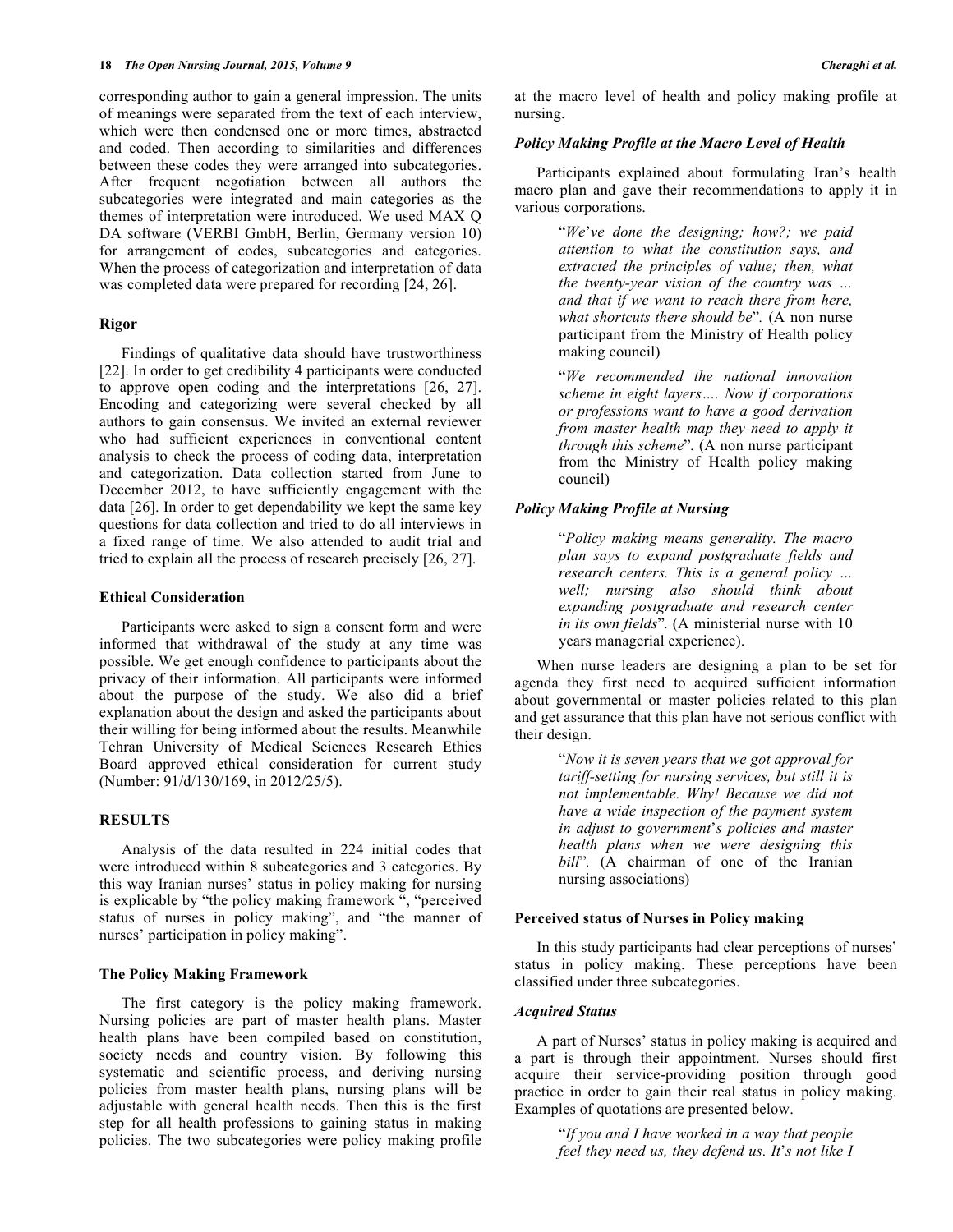corresponding author to gain a general impression. The units of meanings were separated from the text of each interview, which were then condensed one or more times, abstracted and coded. Then according to similarities and differences between these codes they were arranged into subcategories. After frequent negotiation between all authors the subcategories were integrated and main categories as the themes of interpretation were introduced. We used MAX Q DA software (VERBI GmbH, Berlin, Germany version 10) for arrangement of codes, subcategories and categories. When the process of categorization and interpretation of data was completed data were prepared for recording [24, 26].

### Rigor

Findings of qualitative data should have trustworthiness [22]. In order to get credibility 4 participants were conducted to approve open coding and the interpretations [26, 27]. Encoding and categorizing were several checked by all authors to gain consensus. We invited an external reviewer who had sufficient experiences in conventional content analysis to check the process of coding data, interpretation and categorization. Data collection started from June to December 2012, to have sufficiently engagement with the data [26]. In order to get dependability we kept the same key questions for data collection and tried to do all interviews in a fixed range of time. We also attended to audit trial and tried to explain all the process of research precisely [26, 27].

### Ethical Consideration

Participants were asked to sign a consent form and were informed that withdrawal of the study at any time was possible. We get enough confidence to participants about the privacy of their information. All participants were informed about the purpose of the study. We also did a brief explanation about the design and asked the participants about their willing for being informed about the results. Meanwhile Tehran University of Medical Sciences Research Ethics Board approved ethical consideration for current study (Number: 91/d/130/169, in 2012/25/5).

## RESULTS

Analysis of the data resulted in 224 initial codes that were introduced within 8 subcategories and 3 categories. By this way Iranian nurses' status in policy making for nursing is explicable by "the policy making framework ", "perceived status of nurses in policy making", and "the manner of nurses' participation in policy making".

### The Policy Making Framework

The first category is the policy making framework. Nursing policies are part of master health plans. Master health plans have been compiled based on constitution, society needs and country vision. By following this systematic and scientific process, and deriving nursing policies from master health plans, nursing plans will be adjustable with general health needs. Then this is the first step for all health professions to gaining status in making policies. The two subcategories were policy making profile at the macro level of health and policy making profile at nursing.

#### *Policy Making Profile at the Macro Level of Health*

Participants explained about formulating Iran's health macro plan and gave their recommendations to apply it in various corporations.

> "*We've done the designing; how?; we paid attention to what the constitution says, and extracted the principles of value; then, what the twenty-year vision of the country was … and that if we want to reach there from here, what shortcuts there should be*". (A non nurse participant from the Ministry of Health policy making council)

> "*We recommended the national innovation scheme in eight layers…. Now if corporations or professions want to have a good derivation from master health map they need to apply it through this scheme*". (A non nurse participant from the Ministry of Health policy making council)

#### *Policy Making Profile at Nursing*

> "*Policy making means generality. The macro plan says to expand postgraduate fields and research centers. This is a general policy … well; nursing also should think about expanding postgraduate and research center in its own fields*". (A ministerial nurse with 10 years managerial experience).

When nurse leaders are designing a plan to be set for agenda they first need to acquired sufficient information about governmental or master policies related to this plan and get assurance that this plan have not serious conflict with their design.

> "*Now it is seven years that we got approval for tariff-setting for nursing services, but still it is not implementable. Why! Because we did not have a wide inspection of the payment system in adjust to government's policies and master health plans when we were designing this bill*". (A chairman of one of the Iranian nursing associations)

### Perceived status of Nurses in Policy making

In this study participants had clear perceptions of nurses' status in policy making. These perceptions have been classified under three subcategories.

#### *Acquired Status*

A part of Nurses' status in policy making is acquired and a part is through their appointment. Nurses should first acquire their service-providing position through good practice in order to gain their real status in policy making. Examples of quotations are presented below.

> "*If you and I have worked in a way that people feel they need us, they defend us. It's not like I*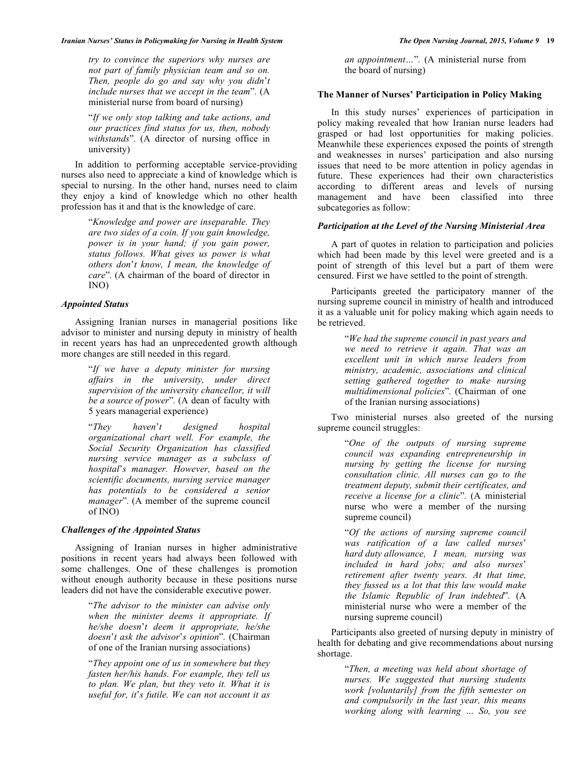> *try to convince the superiors why nurses are not part of family physician team and so on. Then, people do go and say why you didn't include nurses that we accept in the team*". (A ministerial nurse from board of nursing)

> "*If we only stop talking and take actions, and our practices find status for us, then, nobody withstands*". (A director of nursing office in university)

In addition to performing acceptable service-providing nurses also need to appreciate a kind of knowledge which is special to nursing. In the other hand, nurses need to claim they enjoy a kind of knowledge which no other health profession has it and that is the knowledge of care.

> "*Knowledge and power are inseparable. They are two sides of a coin. If you gain knowledge, power is in your hand; if you gain power, status follows. What gives us power is what others don't know, I mean, the knowledge of care*". (A chairman of the board of director in INO)

### *Appointed Status*

Assigning Iranian nurses in managerial positions like advisor to minister and nursing deputy in ministry of health in recent years has had an unprecedented growth although more changes are still needed in this regard.

> "*If we have a deputy minister for nursing affairs in the university, under direct supervision of the university chancellor, it will be a source of power*". (A dean of faculty with 5 years managerial experience)

> "*They haven't designed hospital organizational chart well. For example, the Social Security Organization has classified nursing service manager as a subclass of hospital's manager. However, based on the scientific documents, nursing service manager has potentials to be considered a senior manager*". (A member of the supreme council of INO)

### *Challenges of the Appointed Status*

Assigning of Iranian nurses in higher administrative positions in recent years had always been followed with some challenges. One of these challenges is promotion without enough authority because in these positions nurse leaders did not have the considerable executive power.

> "*The advisor to the minister can advise only when the minister deems it appropriate. If he/she doesn't deem it appropriate, he/she doesn't ask the advisor's opinion*". (Chairman of one of the Iranian nursing associations)

> "*They appoint one of us in somewhere but they fasten her/his hands. For example, they tell us to plan. We plan, but they veto it. What it is useful for, it's futile. We can not account it as an appointment…*". (A ministerial nurse from the board of nursing)

### The Manner of Nurses' Participation in Policy Making

In this study nurses' experiences of participation in policy making revealed that how Iranian nurse leaders had grasped or had lost opportunities for making policies. Meanwhile these experiences exposed the points of strength and weaknesses in nurses' participation and also nursing issues that need to be more attention in policy agendas in future. These experiences had their own characteristics according to different areas and levels of nursing management and have been classified into three subcategories as follow:

### *Participation at the Level of the Nursing Ministerial Area*

A part of quotes in relation to participation and policies which had been made by this level were greeted and is a point of strength of this level but a part of them were censured. First we have settled to the point of strength.

Participants greeted the participatory manner of the nursing supreme council in ministry of health and introduced it as a valuable unit for policy making which again needs to be retrieved.

> "*We had the supreme council in past years and we need to retrieve it again. That was an excellent unit in which nurse leaders from ministry, academic, associations and clinical setting gathered together to make nursing multidimensional policies*". (Chairman of one of the Iranian nursing associations)

Two ministerial nurses also greeted of the nursing supreme council struggles:

> "*One of the outputs of nursing supreme council was expanding entrepreneurship in nursing by getting the license for nursing consultation clinic. All nurses can go to the treatment deputy, submit their certificates, and receive a license for a clinic*". (A ministerial nurse who were a member of the nursing supreme council)

> "*Of the actions of nursing supreme council was ratification of a law called nurses' hard duty allowance, I mean, nursing was included in hard jobs; and also nurses' retirement after twenty years. At that time, they fussed us a lot that this law would make the Islamic Republic of Iran indebted*". (A ministerial nurse who were a member of the nursing supreme council)

Participants also greeted of nursing deputy in ministry of health for debating and give recommendations about nursing shortage.

> "*Then, a meeting was held about shortage of nurses. We suggested that nursing students work [voluntarily] from the fifth semester on and compulsorily in the last year, this means working along with learning … So, you see*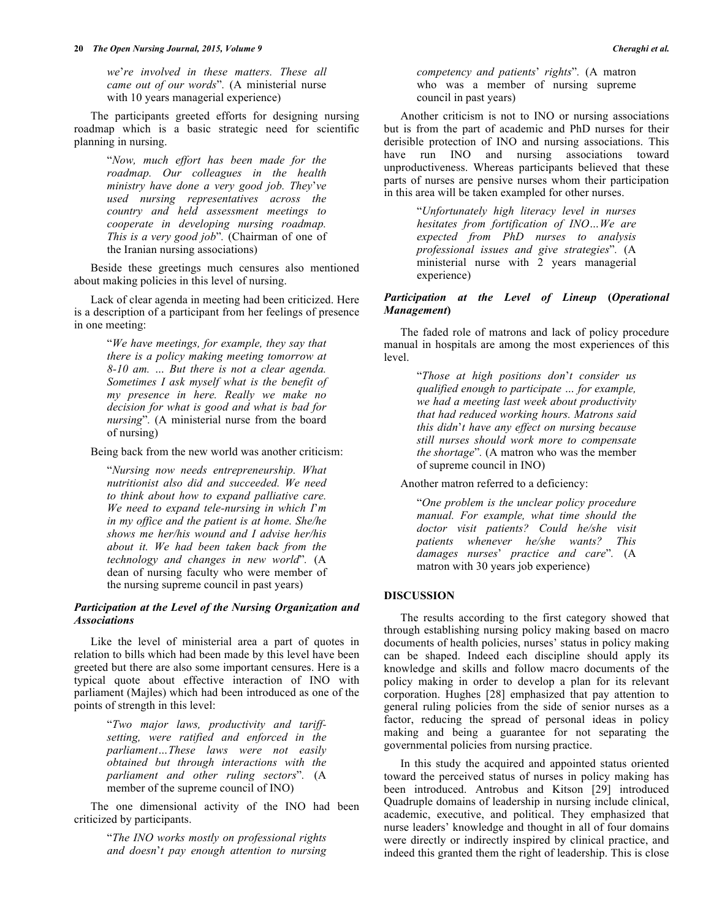*we're involved in these matters. These all came out of our words*". (A ministerial nurse with 10 years managerial experience)

The participants greeted efforts for designing nursing roadmap which is a basic strategic need for scientific planning in nursing.

> "*Now, much effort has been made for the roadmap. Our colleagues in the health ministry have done a very good job. They've used nursing representatives across the country and held assessment meetings to cooperate in developing nursing roadmap. This is a very good job*". (Chairman of one of the Iranian nursing associations)

Beside these greetings much censures also mentioned about making policies in this level of nursing.

Lack of clear agenda in meeting had been criticized. Here is a description of a participant from her feelings of presence in one meeting:

> "*We have meetings, for example, they say that there is a policy making meeting tomorrow at 8-10 am. … But there is not a clear agenda. Sometimes I ask myself what is the benefit of my presence in here. Really we make no decision for what is good and what is bad for nursing*". (A ministerial nurse from the board of nursing)

Being back from the new world was another criticism:

> "*Nursing now needs entrepreneurship. What nutritionist also did and succeeded. We need to think about how to expand palliative care. We need to expand tele-nursing in which I'm in my office and the patient is at home. She/he shows me her/his wound and I advise her/his about it. We had been taken back from the technology and changes in new world*". (A dean of nursing faculty who were member of the nursing supreme council in past years)

### *Participation at the Level of the Nursing Organization and Associations*

Like the level of ministerial area a part of quotes in relation to bills which had been made by this level have been greeted but there are also some important censures. Here is a typical quote about effective interaction of INO with parliament (Majles) which had been introduced as one of the points of strength in this level:

> "*Two major laws, productivity and tariff-setting, were ratified and enforced in the parliament…These laws were not easily obtained but through interactions with the parliament and other ruling sectors*". (A member of the supreme council of INO)

The one dimensional activity of the INO had been criticized by participants.

> "*The INO works mostly on professional rights and doesn't pay enough attention to nursing competency and patients' rights*". (A matron who was a member of nursing supreme council in past years)

Another criticism is not to INO or nursing associations but is from the part of academic and PhD nurses for their derisible protection of INO and nursing associations. This have run INO and nursing associations toward unproductiveness. Whereas participants believed that these parts of nurses are pensive nurses whom their participation in this area will be taken exampled for other nurses.

> "*Unfortunately high literacy level in nurses hesitates from fortification of INO…We are expected from PhD nurses to analysis professional issues and give strategies*". (A ministerial nurse with 2 years managerial experience)

### *Participation at the Level of Lineup* (*Operational Management*)

The faded role of matrons and lack of policy procedure manual in hospitals are among the most experiences of this level.

> "*Those at high positions don't consider us qualified enough to participate … for example, we had a meeting last week about productivity that had reduced working hours. Matrons said this didn't have any effect on nursing because still nurses should work more to compensate the shortage*". (A matron who was the member of supreme council in INO)

Another matron referred to a deficiency:

> "*One problem is the unclear policy procedure manual. For example, what time should the doctor visit patients? Could he/she visit patients whenever he/she wants? This damages nurses' practice and care*". (A matron with 30 years job experience)

## DISCUSSION

The results according to the first category showed that through establishing nursing policy making based on macro documents of health policies, nurses' status in policy making can be shaped. Indeed each discipline should apply its knowledge and skills and follow macro documents of the policy making in order to develop a plan for its relevant corporation. Hughes [28] emphasized that pay attention to general ruling policies from the side of senior nurses as a factor, reducing the spread of personal ideas in policy making and being a guarantee for not separating the governmental policies from nursing practice.

In this study the acquired and appointed status oriented toward the perceived status of nurses in policy making has been introduced. Antrobus and Kitson [29] introduced Quadruple domains of leadership in nursing include clinical, academic, executive, and political. They emphasized that nurse leaders' knowledge and thought in all of four domains were directly or indirectly inspired by clinical practice, and indeed this granted them the right of leadership. This is close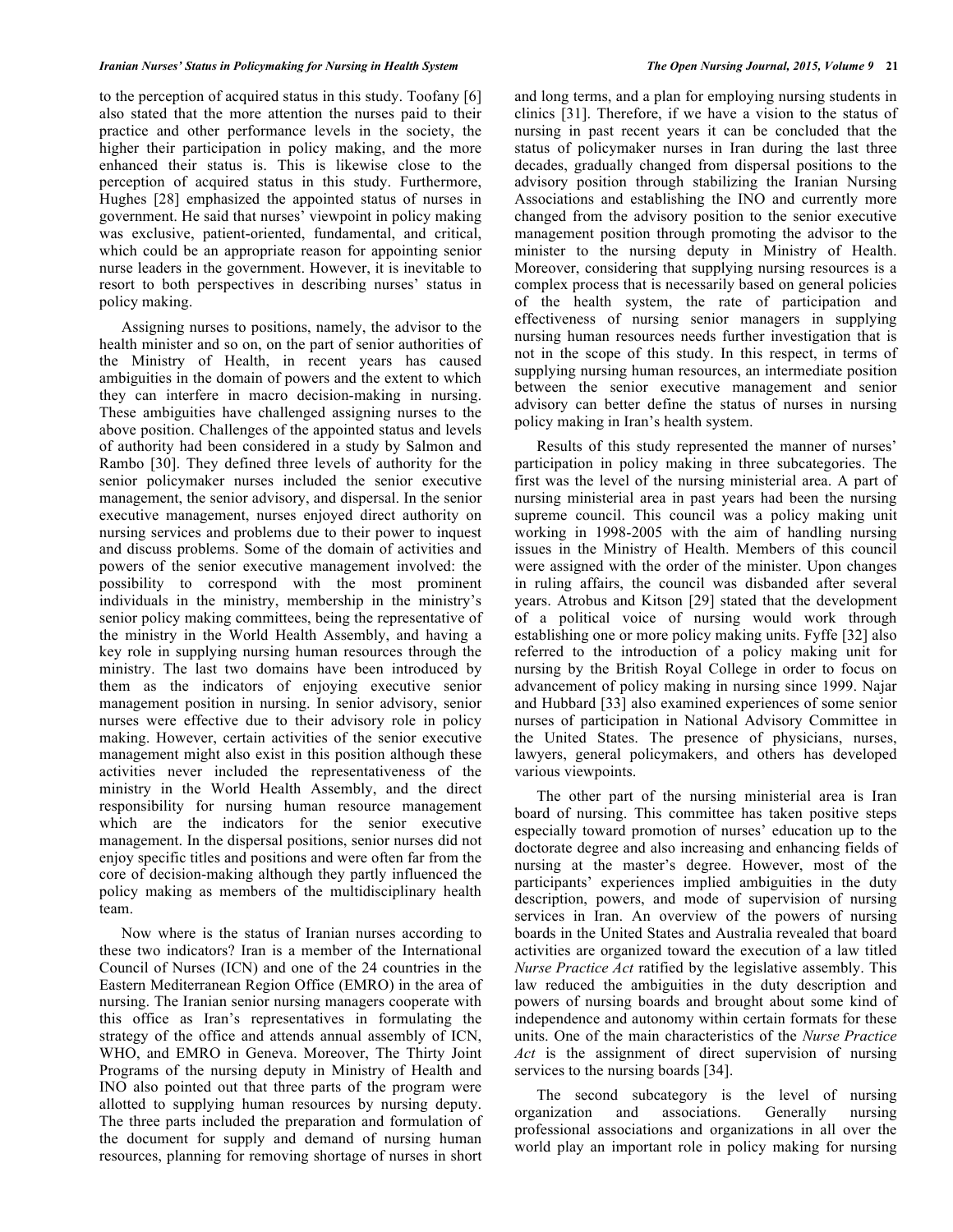to the perception of acquired status in this study. Toofany [6] also stated that the more attention the nurses paid to their practice and other performance levels in the society, the higher their participation in policy making, and the more enhanced their status is. This is likewise close to the perception of acquired status in this study. Furthermore, Hughes [28] emphasized the appointed status of nurses in government. He said that nurses' viewpoint in policy making was exclusive, patient-oriented, fundamental, and critical, which could be an appropriate reason for appointing senior nurse leaders in the government. However, it is inevitable to resort to both perspectives in describing nurses' status in policy making.

Assigning nurses to positions, namely, the advisor to the health minister and so on, on the part of senior authorities of the Ministry of Health, in recent years has caused ambiguities in the domain of powers and the extent to which they can interfere in macro decision-making in nursing. These ambiguities have challenged assigning nurses to the above position. Challenges of the appointed status and levels of authority had been considered in a study by Salmon and Rambo [30]. They defined three levels of authority for the senior policymaker nurses included the senior executive management, the senior advisory, and dispersal. In the senior executive management, nurses enjoyed direct authority on nursing services and problems due to their power to inquest and discuss problems. Some of the domain of activities and powers of the senior executive management involved: the possibility to correspond with the most prominent individuals in the ministry, membership in the ministry's senior policy making committees, being the representative of the ministry in the World Health Assembly, and having a key role in supplying nursing human resources through the ministry. The last two domains have been introduced by them as the indicators of enjoying executive senior management position in nursing. In senior advisory, senior nurses were effective due to their advisory role in policy making. However, certain activities of the senior executive management might also exist in this position although these activities never included the representativeness of the ministry in the World Health Assembly, and the direct responsibility for nursing human resource management which are the indicators for the senior executive management. In the dispersal positions, senior nurses did not enjoy specific titles and positions and were often far from the core of decision-making although they partly influenced the policy making as members of the multidisciplinary health team.

Now where is the status of Iranian nurses according to these two indicators? Iran is a member of the International Council of Nurses (ICN) and one of the 24 countries in the Eastern Mediterranean Region Office (EMRO) in the area of nursing. The Iranian senior nursing managers cooperate with this office as Iran's representatives in formulating the strategy of the office and attends annual assembly of ICN, WHO, and EMRO in Geneva. Moreover, The Thirty Joint Programs of the nursing deputy in Ministry of Health and INO also pointed out that three parts of the program were allotted to supplying human resources by nursing deputy. The three parts included the preparation and formulation of the document for supply and demand of nursing human resources, planning for removing shortage of nurses in short and long terms, and a plan for employing nursing students in clinics [31]. Therefore, if we have a vision to the status of nursing in past recent years it can be concluded that the status of policymaker nurses in Iran during the last three decades, gradually changed from dispersal positions to the advisory position through stabilizing the Iranian Nursing Associations and establishing the INO and currently more changed from the advisory position to the senior executive management position through promoting the advisor to the minister to the nursing deputy in Ministry of Health. Moreover, considering that supplying nursing resources is a complex process that is necessarily based on general policies of the health system, the rate of participation and effectiveness of nursing senior managers in supplying nursing human resources needs further investigation that is not in the scope of this study. In this respect, in terms of supplying nursing human resources, an intermediate position between the senior executive management and senior advisory can better define the status of nurses in nursing policy making in Iran's health system.

Results of this study represented the manner of nurses' participation in policy making in three subcategories. The first was the level of the nursing ministerial area. A part of nursing ministerial area in past years had been the nursing supreme council. This council was a policy making unit working in 1998-2005 with the aim of handling nursing issues in the Ministry of Health. Members of this council were assigned with the order of the minister. Upon changes in ruling affairs, the council was disbanded after several years. Atrobus and Kitson [29] stated that the development of a political voice of nursing would work through establishing one or more policy making units. Fyffe [32] also referred to the introduction of a policy making unit for nursing by the British Royal College in order to focus on advancement of policy making in nursing since 1999. Najar and Hubbard [33] also examined experiences of some senior nurses of participation in National Advisory Committee in the United States. The presence of physicians, nurses, lawyers, general policymakers, and others has developed various viewpoints.

The other part of the nursing ministerial area is Iran board of nursing. This committee has taken positive steps especially toward promotion of nurses' education up to the doctorate degree and also increasing and enhancing fields of nursing at the master's degree. However, most of the participants' experiences implied ambiguities in the duty description, powers, and mode of supervision of nursing services in Iran. An overview of the powers of nursing boards in the United States and Australia revealed that board activities are organized toward the execution of a law titled *Nurse Practice Act* ratified by the legislative assembly. This law reduced the ambiguities in the duty description and powers of nursing boards and brought about some kind of independence and autonomy within certain formats for these units. One of the main characteristics of the *Nurse Practice Act* is the assignment of direct supervision of nursing services to the nursing boards [34].

The second subcategory is the level of nursing organization and associations. Generally nursing professional associations and organizations in all over the world play an important role in policy making for nursing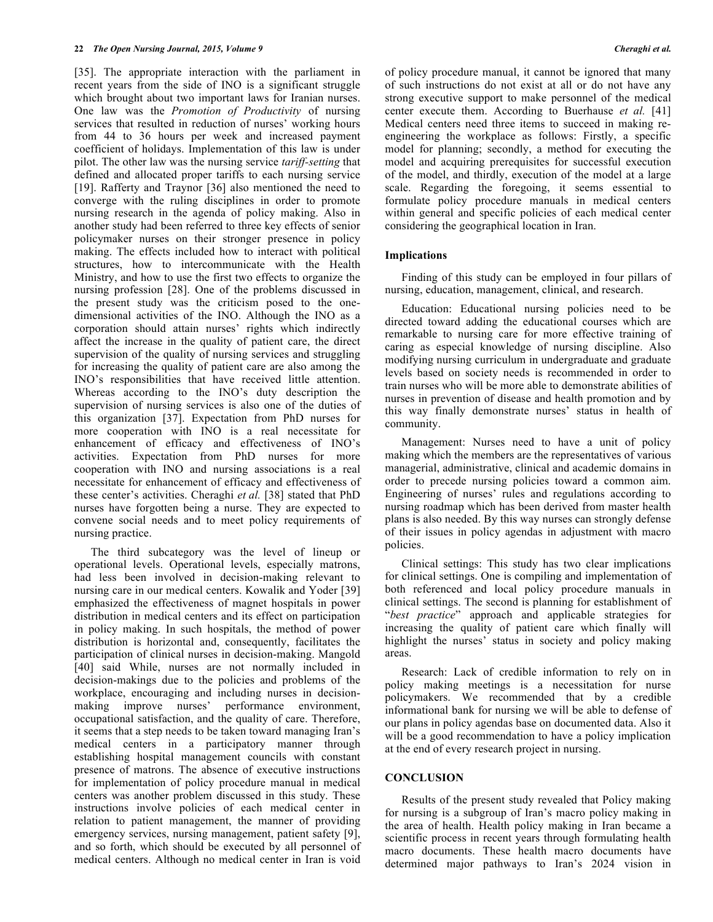[35]. The appropriate interaction with the parliament in recent years from the side of INO is a significant struggle which brought about two important laws for Iranian nurses. One law was the *Promotion of Productivity* of nursing services that resulted in reduction of nurses' working hours from 44 to 36 hours per week and increased payment coefficient of holidays. Implementation of this law is under pilot. The other law was the nursing service *tariff-setting* that defined and allocated proper tariffs to each nursing service [19]. Rafferty and Traynor [36] also mentioned the need to converge with the ruling disciplines in order to promote nursing research in the agenda of policy making. Also in another study had been referred to three key effects of senior policymaker nurses on their stronger presence in policy making. The effects included how to interact with political structures, how to intercommunicate with the Health Ministry, and how to use the first two effects to organize the nursing profession [28]. One of the problems discussed in the present study was the criticism posed to the one-dimensional activities of the INO. Although the INO as a corporation should attain nurses' rights which indirectly affect the increase in the quality of patient care, the direct supervision of the quality of nursing services and struggling for increasing the quality of patient care are also among the INO's responsibilities that have received little attention. Whereas according to the INO's duty description the supervision of nursing services is also one of the duties of this organization [37]. Expectation from PhD nurses for more cooperation with INO is a real necessitate for enhancement of efficacy and effectiveness of INO's activities. Expectation from PhD nurses for more cooperation with INO and nursing associations is a real necessitate for enhancement of efficacy and effectiveness of these center's activities. Cheraghi *et al.* [38] stated that PhD nurses have forgotten being a nurse. They are expected to convene social needs and to meet policy requirements of nursing practice.

The third subcategory was the level of lineup or operational levels. Operational levels, especially matrons, had less been involved in decision-making relevant to nursing care in our medical centers. Kowalik and Yoder [39] emphasized the effectiveness of magnet hospitals in power distribution in medical centers and its effect on participation in policy making. In such hospitals, the method of power distribution is horizontal and, consequently, facilitates the participation of clinical nurses in decision-making. Mangold [40] said While, nurses are not normally included in decision-makings due to the policies and problems of the workplace, encouraging and including nurses in decision-making improve nurses' performance environment, occupational satisfaction, and the quality of care. Therefore, it seems that a step needs to be taken toward managing Iran's medical centers in a participatory manner through establishing hospital management councils with constant presence of matrons. The absence of executive instructions for implementation of policy procedure manual in medical centers was another problem discussed in this study. These instructions involve policies of each medical center in relation to patient management, the manner of providing emergency services, nursing management, patient safety [9], and so forth, which should be executed by all personnel of medical centers. Although no medical center in Iran is void of policy procedure manual, it cannot be ignored that many of such instructions do not exist at all or do not have any strong executive support to make personnel of the medical center execute them. According to Buerhause *et al.* [41] Medical centers need three items to succeed in making re-engineering the workplace as follows: Firstly, a specific model for planning; secondly, a method for executing the model and acquiring prerequisites for successful execution of the model, and thirdly, execution of the model at a large scale. Regarding the foregoing, it seems essential to formulate policy procedure manuals in medical centers within general and specific policies of each medical center considering the geographical location in Iran.

## Implications

Finding of this study can be employed in four pillars of nursing, education, management, clinical, and research.

Education: Educational nursing policies need to be directed toward adding the educational courses which are remarkable to nursing care for more effective training of caring as especial knowledge of nursing discipline. Also modifying nursing curriculum in undergraduate and graduate levels based on society needs is recommended in order to train nurses who will be more able to demonstrate abilities of nurses in prevention of disease and health promotion and by this way finally demonstrate nurses' status in health of community.

Management: Nurses need to have a unit of policy making which the members are the representatives of various managerial, administrative, clinical and academic domains in order to precede nursing policies toward a common aim. Engineering of nurses' rules and regulations according to nursing roadmap which has been derived from master health plans is also needed. By this way nurses can strongly defense of their issues in policy agendas in adjustment with macro policies.

Clinical settings: This study has two clear implications for clinical settings. One is compiling and implementation of both referenced and local policy procedure manuals in clinical settings. The second is planning for establishment of "*best practice*" approach and applicable strategies for increasing the quality of patient care which finally will highlight the nurses' status in society and policy making areas.

Research: Lack of credible information to rely on in policy making meetings is a necessitation for nurse policymakers. We recommended that by a credible informational bank for nursing we will be able to defense of our plans in policy agendas base on documented data. Also it will be a good recommendation to have a policy implication at the end of every research project in nursing.

## CONCLUSION

Results of the present study revealed that Policy making for nursing is a subgroup of Iran's macro policy making in the area of health. Health policy making in Iran became a scientific process in recent years through formulating health macro documents. These health macro documents have determined major pathways to Iran's 2024 vision in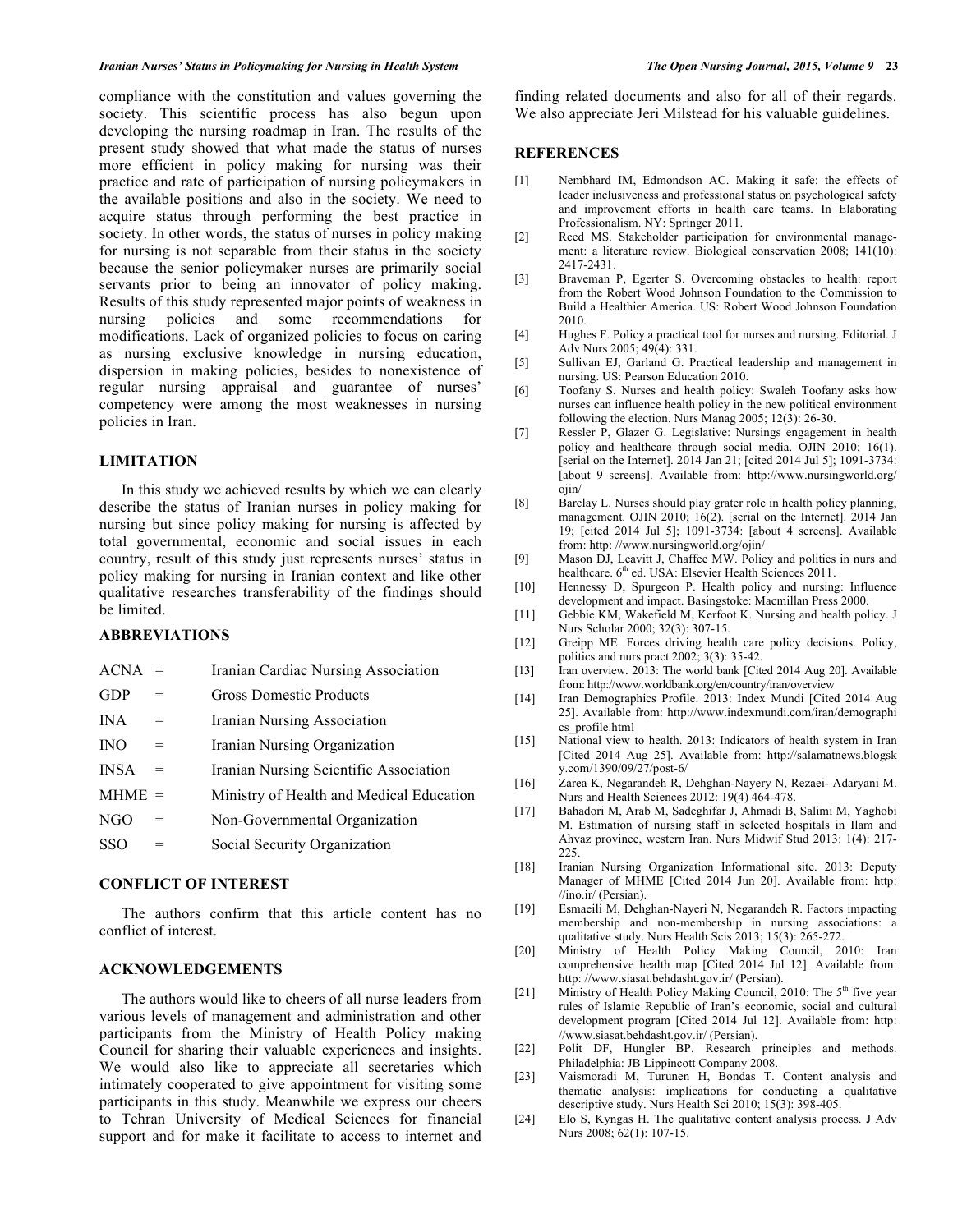compliance with the constitution and values governing the society. This scientific process has also begun upon developing the nursing roadmap in Iran. The results of the present study showed that what made the status of nurses more efficient in policy making for nursing was their practice and rate of participation of nursing policymakers in the available positions and also in the society. We need to acquire status through performing the best practice in society. In other words, the status of nurses in policy making for nursing is not separable from their status in the society because the senior policymaker nurses are primarily social servants prior to being an innovator of policy making. Results of this study represented major points of weakness in nursing policies and some recommendations for modifications. Lack of organized policies to focus on caring as nursing exclusive knowledge in nursing education, dispersion in making policies, besides to nonexistence of regular nursing appraisal and guarantee of nurses' competency were among the most weaknesses in nursing policies in Iran.

## LIMITATION

In this study we achieved results by which we can clearly describe the status of Iranian nurses in policy making for nursing but since policy making for nursing is affected by total governmental, economic and social issues in each country, result of this study just represents nurses' status in policy making for nursing in Iranian context and like other qualitative researches transferability of the findings should be limited.

## ABBREVIATIONS

| | | |
|---|---|---|
| ACNA | = | Iranian Cardiac Nursing Association |
| GDP | = | Gross Domestic Products |
| INA | = | Iranian Nursing Association |
| INO | = | Iranian Nursing Organization |
| INSA | = | Iranian Nursing Scientific Association |
| MHME | = | Ministry of Health and Medical Education |
| NGO | = | Non-Governmental Organization |
| SSO | = | Social Security Organization |

## CONFLICT OF INTEREST

The authors confirm that this article content has no conflict of interest.

## ACKNOWLEDGEMENTS

The authors would like to cheers of all nurse leaders from various levels of management and administration and other participants from the Ministry of Health Policy making Council for sharing their valuable experiences and insights. We would also like to appreciate all secretaries which intimately cooperated to give appointment for visiting some participants in this study. Meanwhile we express our cheers to Tehran University of Medical Sciences for financial support and for make it facilitate to access to internet and finding related documents and also for all of their regards. We also appreciate Jeri Milstead for his valuable guidelines.

## REFERENCES

[1] Nembhard IM, Edmondson AC. Making it safe: the effects of leader inclusiveness and professional status on psychological safety and improvement efforts in health care teams. In Elaborating Professionalism. NY: Springer 2011.

[2] Reed MS. Stakeholder participation for environmental management: a literature review. Biological conservation 2008; 141(10): 2417-2431.

[3] Braveman P, Egerter S. Overcoming obstacles to health: report from the Robert Wood Johnson Foundation to the Commission to Build a Healthier America. US: Robert Wood Johnson Foundation 2010.

[4] Hughes F. Policy a practical tool for nurses and nursing. Editorial. J Adv Nurs 2005; 49(4): 331.

[5] Sullivan EJ, Garland G. Practical leadership and management in nursing. US: Pearson Education 2010.

[6] Toofany S. Nurses and health policy: Swaleh Toofany asks how nurses can influence health policy in the new political environment following the election. Nurs Manag 2005; 12(3): 26-30.

[7] Ressler P, Glazer G. Legislative: Nursings engagement in health policy and healthcare through social media. OJIN 2010; 16(1). [serial on the Internet]. 2014 Jan 21; [cited 2014 Jul 5]; 1091-3734: [about 9 screens]. Available from: http://www.nursingworld.org/ojin/

[8] Barclay L. Nurses should play grater role in health policy planning, management. OJIN 2010; 16(2). [serial on the Internet]. 2014 Jan 19; [cited 2014 Jul 5]; 1091-3734: [about 4 screens]. Available from: http: //www.nursingworld.org/ojin/

[9] Mason DJ, Leavitt J, Chaffee MW. Policy and politics in nurs and healthcare. 6th ed. USA: Elsevier Health Sciences 2011.

[10] Hennessy D, Spurgeon P. Health policy and nursing: Influence development and impact. Basingstoke: Macmillan Press 2000.

[11] Gebbie KM, Wakefield M, Kerfoot K. Nursing and health policy. J Nurs Scholar 2000; 32(3): 307-15.

[12] Greipp ME. Forces driving health care policy decisions. Policy, politics and nurs pract 2002; 3(3): 35-42.

[13] Iran overview. 2013: The world bank [Cited 2014 Aug 20]. Available from: http://www.worldbank.org/en/country/iran/overview

[14] Iran Demographics Profile. 2013: Index Mundi [Cited 2014 Aug 25]. Available from: http://www.indexmundi.com/iran/demographics_profile.html

[15] National view to health. 2013: Indicators of health system in Iran [Cited 2014 Aug 25]. Available from: http://salamatnews.blogsky.com/1390/09/27/post-6/

[16] Zarea K, Negarandeh R, Dehghan-Nayery N, Rezaei- Adaryani M. Nurs and Health Sciences 2012: 19(4) 464-478.

[17] Bahadori M, Arab M, Sadeghifar J, Ahmadi B, Salimi M, Yaghobi M. Estimation of nursing staff in selected hospitals in Ilam and Ahvaz province, western Iran. Nurs Midwif Stud 2013: 1(4): 217-225.

[18] Iranian Nursing Organization Informational site. 2013: Deputy Manager of MHME [Cited 2014 Jun 20]. Available from: http: //ino.ir/ (Persian).

[19] Esmaeili M, Dehghan-Nayeri N, Negarandeh R. Factors impacting membership and non-membership in nursing associations: a qualitative study. Nurs Health Scis 2013; 15(3): 265-272.

[20] Ministry of Health Policy Making Council, 2010: Iran comprehensive health map [Cited 2014 Jul 12]. Available from: http: //www.siasat.behdasht.gov.ir/ (Persian).

[21] Ministry of Health Policy Making Council, 2010: The 5th five year rules of Islamic Republic of Iran's economic, social and cultural development program [Cited 2014 Jul 12]. Available from: http: //www.siasat.behdasht.gov.ir/ (Persian).

[22] Polit DF, Hungler BP. Research principles and methods. Philadelphia: JB Lippincott Company 2008.

[23] Vaismoradi M, Turunen H, Bondas T. Content analysis and thematic analysis: implications for conducting a qualitative descriptive study. Nurs Health Sci 2010; 15(3): 398-405.

[24] Elo S, Kyngas H. The qualitative content analysis process. J Adv Nurs 2008; 62(1): 107-15.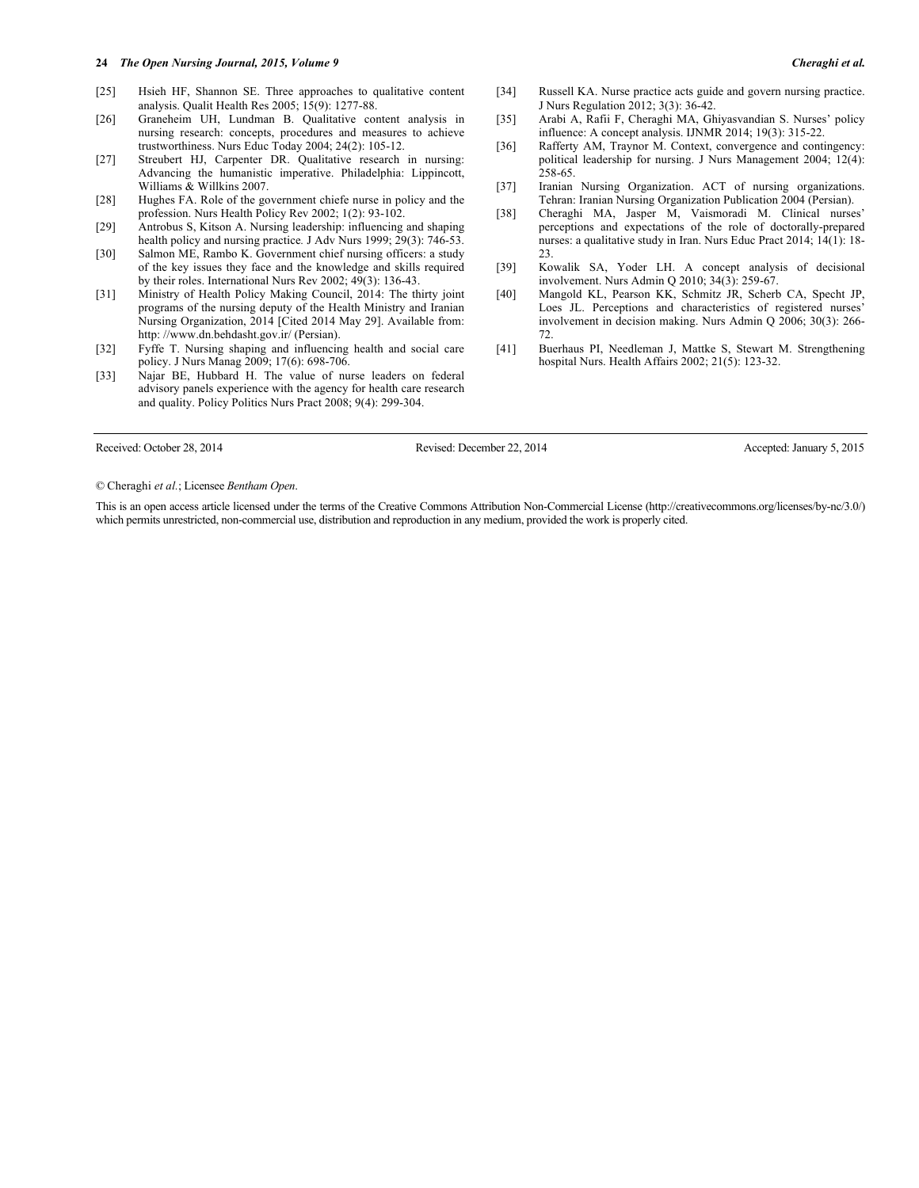[25] Hsieh HF, Shannon SE. Three approaches to qualitative content analysis. Qualit Health Res 2005; 15(9): 1277-88.

[26] Graneheim UH, Lundman B. Qualitative content analysis in nursing research: concepts, procedures and measures to achieve trustworthiness. Nurs Educ Today 2004; 24(2): 105-12.

[27] Streubert HJ, Carpenter DR. Qualitative research in nursing: Advancing the humanistic imperative. Philadelphia: Lippincott, Williams & Willkins 2007.

[28] Hughes FA. Role of the government chiefe nurse in policy and the profession. Nurs Health Policy Rev 2002; 1(2): 93-102.

[29] Antrobus S, Kitson A. Nursing leadership: influencing and shaping health policy and nursing practice. J Adv Nurs 1999; 29(3): 746-53.

[30] Salmon ME, Rambo K. Government chief nursing officers: a study of the key issues they face and the knowledge and skills required by their roles. International Nurs Rev 2002; 49(3): 136-43.

[31] Ministry of Health Policy Making Council, 2014: The thirty joint programs of the nursing deputy of the Health Ministry and Iranian Nursing Organization, 2014 [Cited 2014 May 29]. Available from: http: //www.dn.behdasht.gov.ir/ (Persian).

[32] Fyffe T. Nursing shaping and influencing health and social care policy. J Nurs Manag 2009; 17(6): 698-706.

[33] Najar BE, Hubbard H. The value of nurse leaders on federal advisory panels experience with the agency for health care research and quality. Policy Politics Nurs Pract 2008; 9(4): 299-304.

[34] Russell KA. Nurse practice acts guide and govern nursing practice. J Nurs Regulation 2012; 3(3): 36-42.

[35] Arabi A, Rafii F, Cheraghi MA, Ghiyasvandian S. Nurses' policy influence: A concept analysis. IJNMR 2014; 19(3): 315-22.

[36] Rafferty AM, Traynor M. Context, convergence and contingency: political leadership for nursing. J Nurs Management 2004; 12(4): 258-65.

[37] Iranian Nursing Organization. ACT of nursing organizations. Tehran: Iranian Nursing Organization Publication 2004 (Persian).

[38] Cheraghi MA, Jasper M, Vaismoradi M. Clinical nurses' perceptions and expectations of the role of doctorally-prepared nurses: a qualitative study in Iran. Nurs Educ Pract 2014; 14(1): 18-23.

[39] Kowalik SA, Yoder LH. A concept analysis of decisional involvement. Nurs Admin Q 2010; 34(3): 259-67.

[40] Mangold KL, Pearson KK, Schmitz JR, Scherb CA, Specht JP, Loes JL. Perceptions and characteristics of registered nurses' involvement in decision making. Nurs Admin Q 2006; 30(3): 266-72.

[41] Buerhaus PI, Needleman J, Mattke S, Stewart M. Strengthening hospital Nurs. Health Affairs 2002; 21(5): 123-32.

Received: October 28, 2014 Revised: December 22, 2014 Accepted: January 5, 2015

© Cheraghi *et al.*; Licensee *Bentham Open*.

This is an open access article licensed under the terms of the Creative Commons Attribution Non-Commercial License (http://creativecommons.org/licenses/by-nc/3.0/) which permits unrestricted, non-commercial use, distribution and reproduction in any medium, provided the work is properly cited.